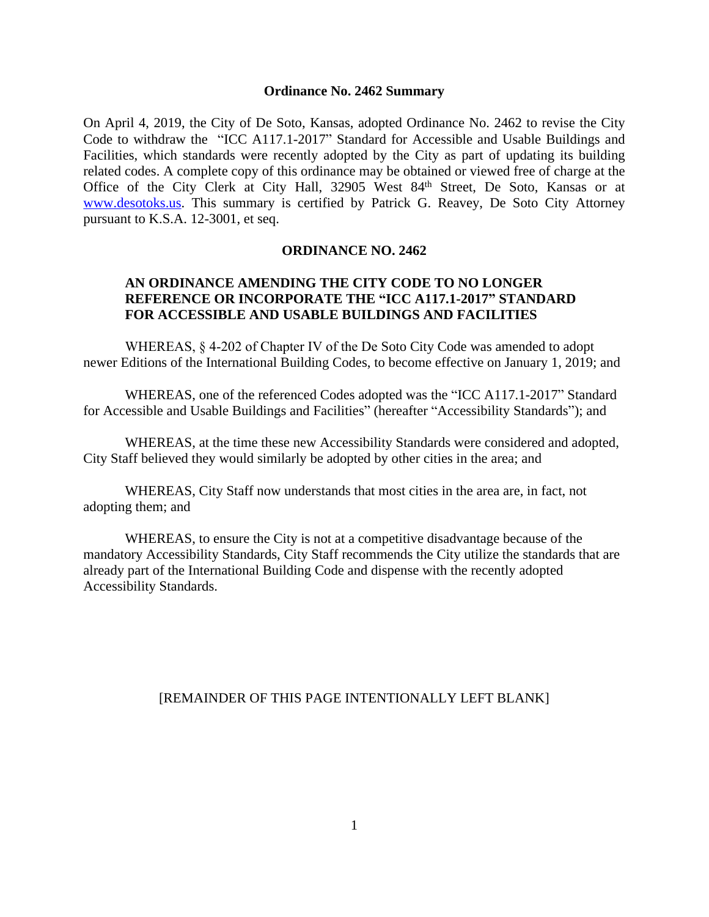**Ordinance No. 2462 Summary**

On April 4, 2019, the City of De Soto, Kansas, adopted Ordinance No. 2462 to revise the City Code to withdraw the "ICC A117.1-2017" Standard for Accessible and Usable Buildings and Facilities, which standards were recently adopted by the City as part of updating its building related codes. A complete copy of this ordinance may be obtained or viewed free of charge at the Office of the City Clerk at City Hall, 32905 West 84th Street, De Soto, Kansas or at www.desotoks.us. This summary is certified by Patrick G. Reavey, De Soto City Attorney pursuant to K.S.A. 12-3001, et seq.

**ORDINANCE NO. 2462**

**AN ORDINANCE AMENDING THE CITY CODE TO NO LONGER REFERENCE OR INCORPORATE THE "ICC A117.1-2017" STANDARD FOR ACCESSIBLE AND USABLE BUILDINGS AND FACILITIES**

WHEREAS, § 4-202 of Chapter IV of the De Soto City Code was amended to adopt newer Editions of the International Building Codes, to become effective on January 1, 2019; and

WHEREAS, one of the referenced Codes adopted was the "ICC A117.1-2017" Standard for Accessible and Usable Buildings and Facilities" (hereafter "Accessibility Standards"); and

WHEREAS, at the time these new Accessibility Standards were considered and adopted, City Staff believed they would similarly be adopted by other cities in the area; and

WHEREAS, City Staff now understands that most cities in the area are, in fact, not adopting them; and

WHEREAS, to ensure the City is not at a competitive disadvantage because of the mandatory Accessibility Standards, City Staff recommends the City utilize the standards that are already part of the International Building Code and dispense with the recently adopted Accessibility Standards.

[REMAINDER OF THIS PAGE INTENTIONALLY LEFT BLANK]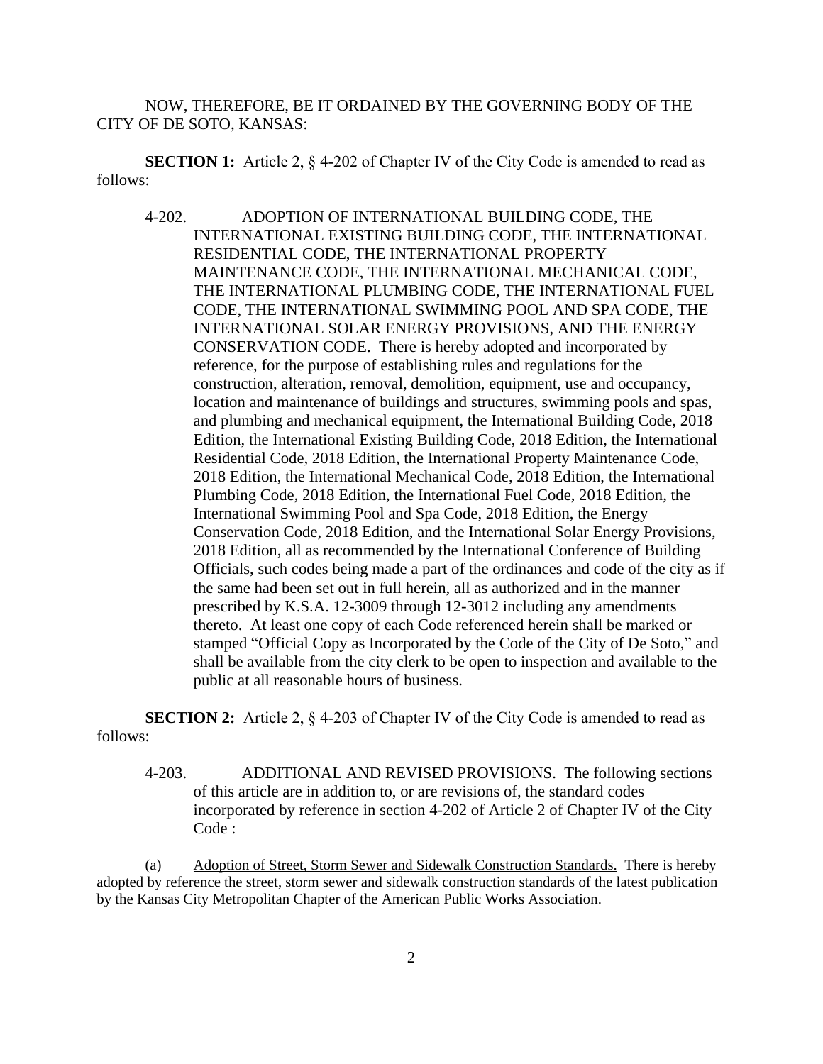NOW, THEREFORE, BE IT ORDAINED BY THE GOVERNING BODY OF THE CITY OF DE SOTO, KANSAS:

**SECTION 1:** Article 2, § 4-202 of Chapter IV of the City Code is amended to read as follows:

> 4-202. ADOPTION OF INTERNATIONAL BUILDING CODE, THE INTERNATIONAL EXISTING BUILDING CODE, THE INTERNATIONAL RESIDENTIAL CODE, THE INTERNATIONAL PROPERTY MAINTENANCE CODE, THE INTERNATIONAL MECHANICAL CODE, THE INTERNATIONAL PLUMBING CODE, THE INTERNATIONAL FUEL CODE, THE INTERNATIONAL SWIMMING POOL AND SPA CODE, THE INTERNATIONAL SOLAR ENERGY PROVISIONS, AND THE ENERGY CONSERVATION CODE. There is hereby adopted and incorporated by reference, for the purpose of establishing rules and regulations for the construction, alteration, removal, demolition, equipment, use and occupancy, location and maintenance of buildings and structures, swimming pools and spas, and plumbing and mechanical equipment, the International Building Code, 2018 Edition, the International Existing Building Code, 2018 Edition, the International Residential Code, 2018 Edition, the International Property Maintenance Code, 2018 Edition, the International Mechanical Code, 2018 Edition, the International Plumbing Code, 2018 Edition, the International Fuel Code, 2018 Edition, the International Swimming Pool and Spa Code, 2018 Edition, the Energy Conservation Code, 2018 Edition, and the International Solar Energy Provisions, 2018 Edition, all as recommended by the International Conference of Building Officials, such codes being made a part of the ordinances and code of the city as if the same had been set out in full herein, all as authorized and in the manner prescribed by K.S.A. 12-3009 through 12-3012 including any amendments thereto. At least one copy of each Code referenced herein shall be marked or stamped "Official Copy as Incorporated by the Code of the City of De Soto," and shall be available from the city clerk to be open to inspection and available to the public at all reasonable hours of business.

**SECTION 2:** Article 2, § 4-203 of Chapter IV of the City Code is amended to read as follows:

> 4-203. ADDITIONAL AND REVISED PROVISIONS. The following sections of this article are in addition to, or are revisions of, the standard codes incorporated by reference in section 4-202 of Article 2 of Chapter IV of the City Code :

(a) Adoption of Street, Storm Sewer and Sidewalk Construction Standards. There is hereby adopted by reference the street, storm sewer and sidewalk construction standards of the latest publication by the Kansas City Metropolitan Chapter of the American Public Works Association.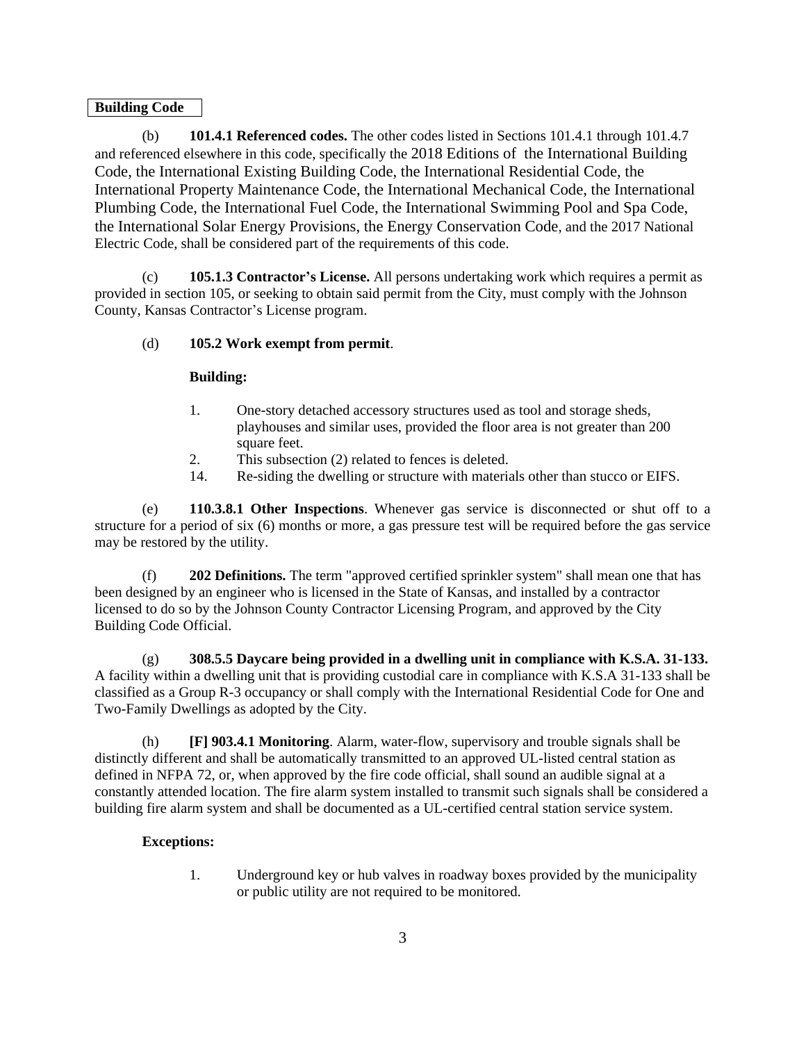**Building Code**

(b) **101.4.1 Referenced codes.** The other codes listed in Sections 101.4.1 through 101.4.7 and referenced elsewhere in this code, specifically the 2018 Editions of the International Building Code, the International Existing Building Code, the International Residential Code, the International Property Maintenance Code, the International Mechanical Code, the International Plumbing Code, the International Fuel Code, the International Swimming Pool and Spa Code, the International Solar Energy Provisions, the Energy Conservation Code, and the 2017 National Electric Code, shall be considered part of the requirements of this code.

(c) **105.1.3 Contractor's License.** All persons undertaking work which requires a permit as provided in section 105, or seeking to obtain said permit from the City, must comply with the Johnson County, Kansas Contractor's License program.

(d) **105.2 Work exempt from permit**.

**Building:**

1. One-story detached accessory structures used as tool and storage sheds, playhouses and similar uses, provided the floor area is not greater than 200 square feet.
2. This subsection (2) related to fences is deleted.
14. Re-siding the dwelling or structure with materials other than stucco or EIFS.

(e) **110.3.8.1 Other Inspections**. Whenever gas service is disconnected or shut off to a structure for a period of six (6) months or more, a gas pressure test will be required before the gas service may be restored by the utility.

(f) **202 Definitions.** The term "approved certified sprinkler system" shall mean one that has been designed by an engineer who is licensed in the State of Kansas, and installed by a contractor licensed to do so by the Johnson County Contractor Licensing Program, and approved by the City Building Code Official.

(g) **308.5.5 Daycare being provided in a dwelling unit in compliance with K.S.A. 31-133.** A facility within a dwelling unit that is providing custodial care in compliance with K.S.A 31-133 shall be classified as a Group R-3 occupancy or shall comply with the International Residential Code for One and Two-Family Dwellings as adopted by the City.

(h) **[F] 903.4.1 Monitoring**. Alarm, water-flow, supervisory and trouble signals shall be distinctly different and shall be automatically transmitted to an approved UL-listed central station as defined in NFPA 72, or, when approved by the fire code official, shall sound an audible signal at a constantly attended location. The fire alarm system installed to transmit such signals shall be considered a building fire alarm system and shall be documented as a UL-certified central station service system.

**Exceptions:**

1. Underground key or hub valves in roadway boxes provided by the municipality or public utility are not required to be monitored.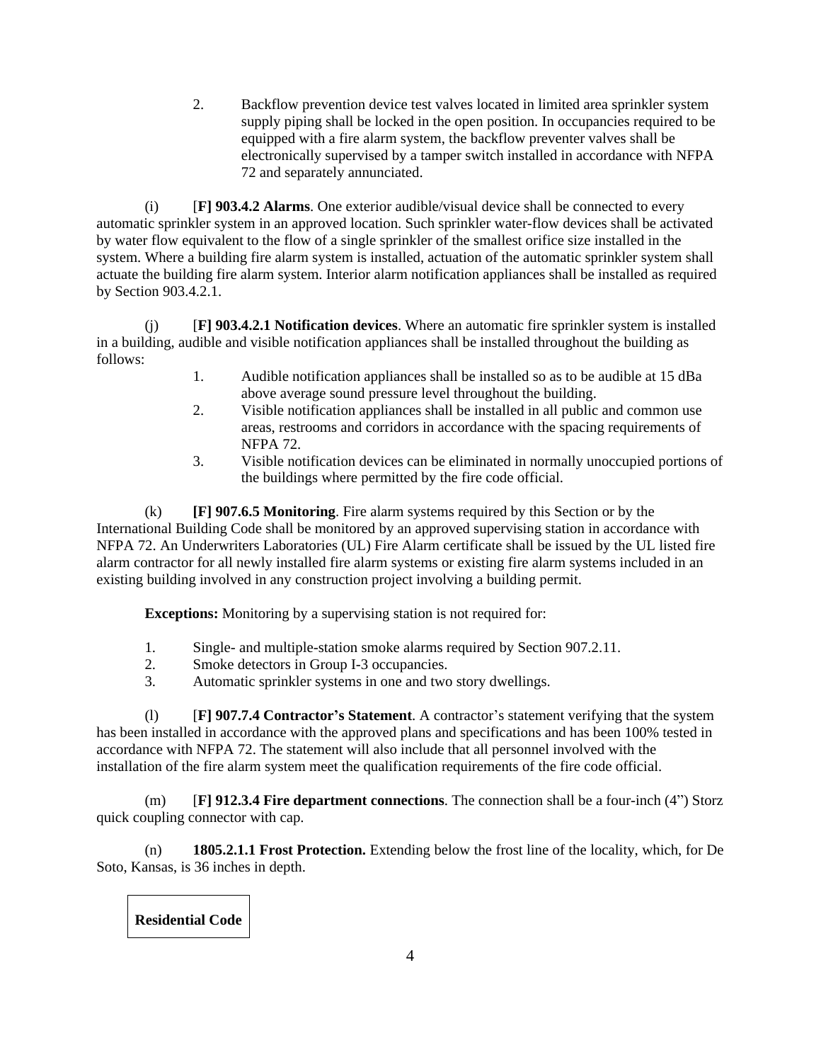2. Backflow prevention device test valves located in limited area sprinkler system supply piping shall be locked in the open position. In occupancies required to be equipped with a fire alarm system, the backflow preventer valves shall be electronically supervised by a tamper switch installed in accordance with NFPA 72 and separately annunciated.

(i) [**F] 903.4.2 Alarms**. One exterior audible/visual device shall be connected to every automatic sprinkler system in an approved location. Such sprinkler water-flow devices shall be activated by water flow equivalent to the flow of a single sprinkler of the smallest orifice size installed in the system. Where a building fire alarm system is installed, actuation of the automatic sprinkler system shall actuate the building fire alarm system. Interior alarm notification appliances shall be installed as required by Section 903.4.2.1.

(j) [**F] 903.4.2.1 Notification devices**. Where an automatic fire sprinkler system is installed in a building, audible and visible notification appliances shall be installed throughout the building as follows:

1. Audible notification appliances shall be installed so as to be audible at 15 dBa above average sound pressure level throughout the building.
2. Visible notification appliances shall be installed in all public and common use areas, restrooms and corridors in accordance with the spacing requirements of NFPA 72.
3. Visible notification devices can be eliminated in normally unoccupied portions of the buildings where permitted by the fire code official.

(k) **[F] 907.6.5 Monitoring**. Fire alarm systems required by this Section or by the International Building Code shall be monitored by an approved supervising station in accordance with NFPA 72. An Underwriters Laboratories (UL) Fire Alarm certificate shall be issued by the UL listed fire alarm contractor for all newly installed fire alarm systems or existing fire alarm systems included in an existing building involved in any construction project involving a building permit.

**Exceptions:** Monitoring by a supervising station is not required for:

1. Single- and multiple-station smoke alarms required by Section 907.2.11.
2. Smoke detectors in Group I-3 occupancies.
3. Automatic sprinkler systems in one and two story dwellings.

(l) [**F] 907.7.4 Contractor's Statement**. A contractor's statement verifying that the system has been installed in accordance with the approved plans and specifications and has been 100% tested in accordance with NFPA 72. The statement will also include that all personnel involved with the installation of the fire alarm system meet the qualification requirements of the fire code official.

(m) [**F] 912.3.4 Fire department connections**. The connection shall be a four-inch (4") Storz quick coupling connector with cap.

(n) **1805.2.1.1 Frost Protection.** Extending below the frost line of the locality, which, for De Soto, Kansas, is 36 inches in depth.

**Residential Code**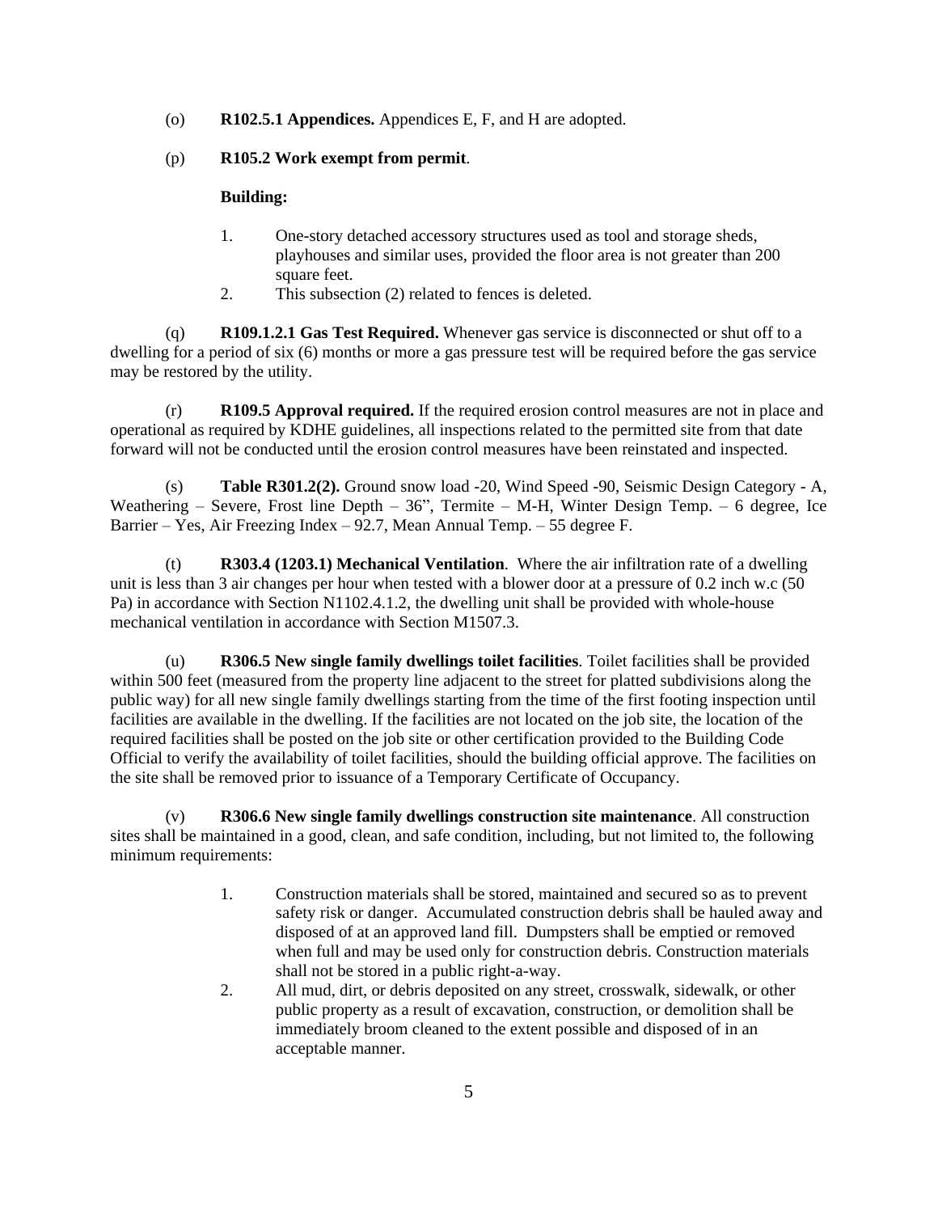(o) **R102.5.1 Appendices.** Appendices E, F, and H are adopted.

(p) **R105.2 Work exempt from permit**.

**Building:**

1. One-story detached accessory structures used as tool and storage sheds, playhouses and similar uses, provided the floor area is not greater than 200 square feet.
2. This subsection (2) related to fences is deleted.

(q) **R109.1.2.1 Gas Test Required.** Whenever gas service is disconnected or shut off to a dwelling for a period of six (6) months or more a gas pressure test will be required before the gas service may be restored by the utility.

(r) **R109.5 Approval required.** If the required erosion control measures are not in place and operational as required by KDHE guidelines, all inspections related to the permitted site from that date forward will not be conducted until the erosion control measures have been reinstated and inspected.

(s) **Table R301.2(2).** Ground snow load -20, Wind Speed -90, Seismic Design Category - A, Weathering – Severe, Frost line Depth – 36", Termite – M-H, Winter Design Temp. – 6 degree, Ice Barrier – Yes, Air Freezing Index – 92.7, Mean Annual Temp. – 55 degree F.

(t) **R303.4 (1203.1) Mechanical Ventilation**. Where the air infiltration rate of a dwelling unit is less than 3 air changes per hour when tested with a blower door at a pressure of 0.2 inch w.c (50 Pa) in accordance with Section N1102.4.1.2, the dwelling unit shall be provided with whole-house mechanical ventilation in accordance with Section M1507.3.

(u) **R306.5 New single family dwellings toilet facilities**. Toilet facilities shall be provided within 500 feet (measured from the property line adjacent to the street for platted subdivisions along the public way) for all new single family dwellings starting from the time of the first footing inspection until facilities are available in the dwelling. If the facilities are not located on the job site, the location of the required facilities shall be posted on the job site or other certification provided to the Building Code Official to verify the availability of toilet facilities, should the building official approve. The facilities on the site shall be removed prior to issuance of a Temporary Certificate of Occupancy.

(v) **R306.6 New single family dwellings construction site maintenance**. All construction sites shall be maintained in a good, clean, and safe condition, including, but not limited to, the following minimum requirements:

1. Construction materials shall be stored, maintained and secured so as to prevent safety risk or danger. Accumulated construction debris shall be hauled away and disposed of at an approved land fill. Dumpsters shall be emptied or removed when full and may be used only for construction debris. Construction materials shall not be stored in a public right-a-way.
2. All mud, dirt, or debris deposited on any street, crosswalk, sidewalk, or other public property as a result of excavation, construction, or demolition shall be immediately broom cleaned to the extent possible and disposed of in an acceptable manner.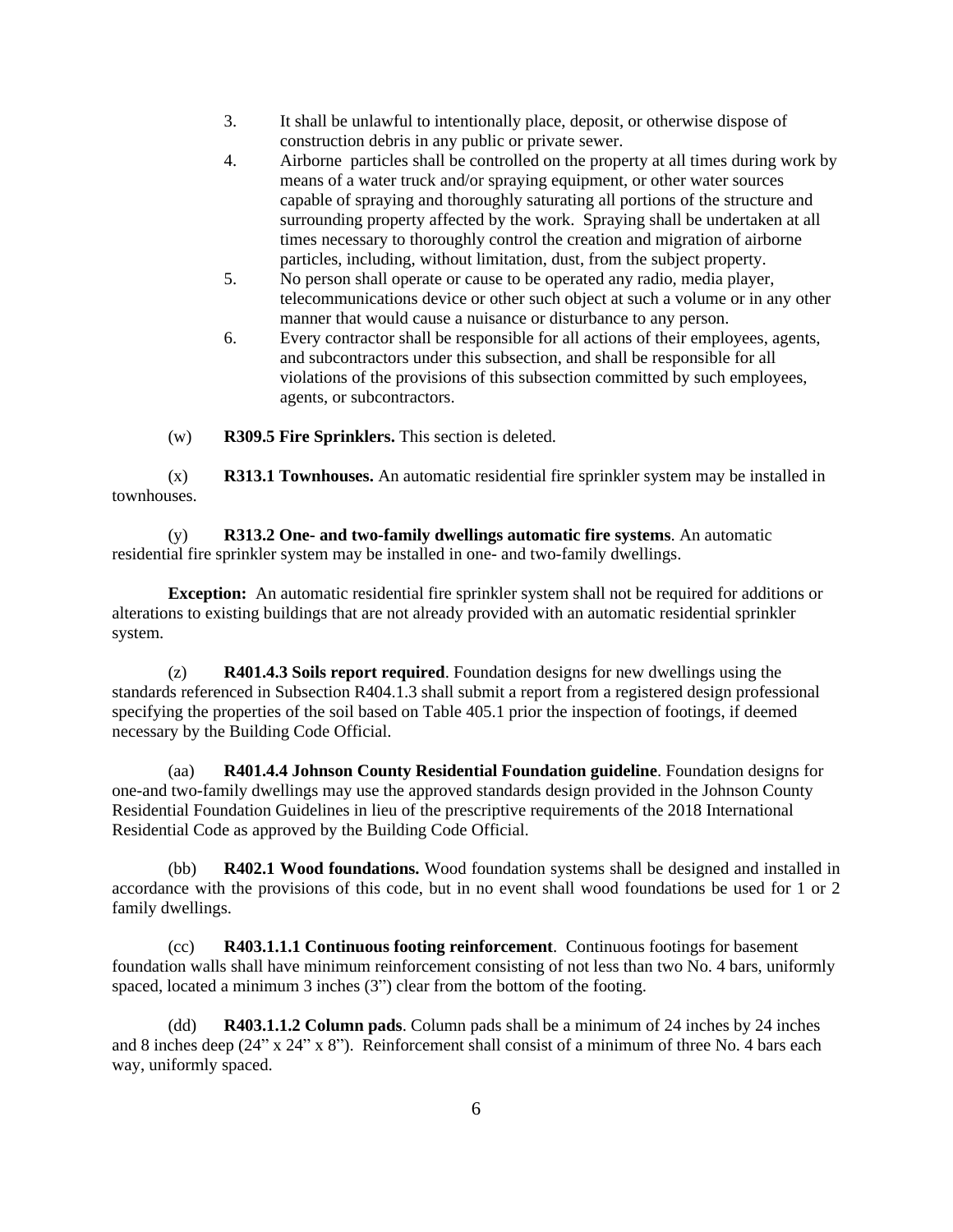3. It shall be unlawful to intentionally place, deposit, or otherwise dispose of construction debris in any public or private sewer.
4. Airborne particles shall be controlled on the property at all times during work by means of a water truck and/or spraying equipment, or other water sources capable of spraying and thoroughly saturating all portions of the structure and surrounding property affected by the work. Spraying shall be undertaken at all times necessary to thoroughly control the creation and migration of airborne particles, including, without limitation, dust, from the subject property.
5. No person shall operate or cause to be operated any radio, media player, telecommunications device or other such object at such a volume or in any other manner that would cause a nuisance or disturbance to any person.
6. Every contractor shall be responsible for all actions of their employees, agents, and subcontractors under this subsection, and shall be responsible for all violations of the provisions of this subsection committed by such employees, agents, or subcontractors.

(w) **R309.5 Fire Sprinklers.** This section is deleted.

(x) **R313.1 Townhouses.** An automatic residential fire sprinkler system may be installed in townhouses.

(y) **R313.2 One- and two-family dwellings automatic fire systems**. An automatic residential fire sprinkler system may be installed in one- and two-family dwellings.

**Exception:** An automatic residential fire sprinkler system shall not be required for additions or alterations to existing buildings that are not already provided with an automatic residential sprinkler system.

(z) **R401.4.3 Soils report required**. Foundation designs for new dwellings using the standards referenced in Subsection R404.1.3 shall submit a report from a registered design professional specifying the properties of the soil based on Table 405.1 prior the inspection of footings, if deemed necessary by the Building Code Official.

(aa) **R401.4.4 Johnson County Residential Foundation guideline**. Foundation designs for one-and two-family dwellings may use the approved standards design provided in the Johnson County Residential Foundation Guidelines in lieu of the prescriptive requirements of the 2018 International Residential Code as approved by the Building Code Official.

(bb) **R402.1 Wood foundations.** Wood foundation systems shall be designed and installed in accordance with the provisions of this code, but in no event shall wood foundations be used for 1 or 2 family dwellings.

(cc) **R403.1.1.1 Continuous footing reinforcement**. Continuous footings for basement foundation walls shall have minimum reinforcement consisting of not less than two No. 4 bars, uniformly spaced, located a minimum 3 inches (3") clear from the bottom of the footing.

(dd) **R403.1.1.2 Column pads**. Column pads shall be a minimum of 24 inches by 24 inches and 8 inches deep (24" x 24" x 8"). Reinforcement shall consist of a minimum of three No. 4 bars each way, uniformly spaced.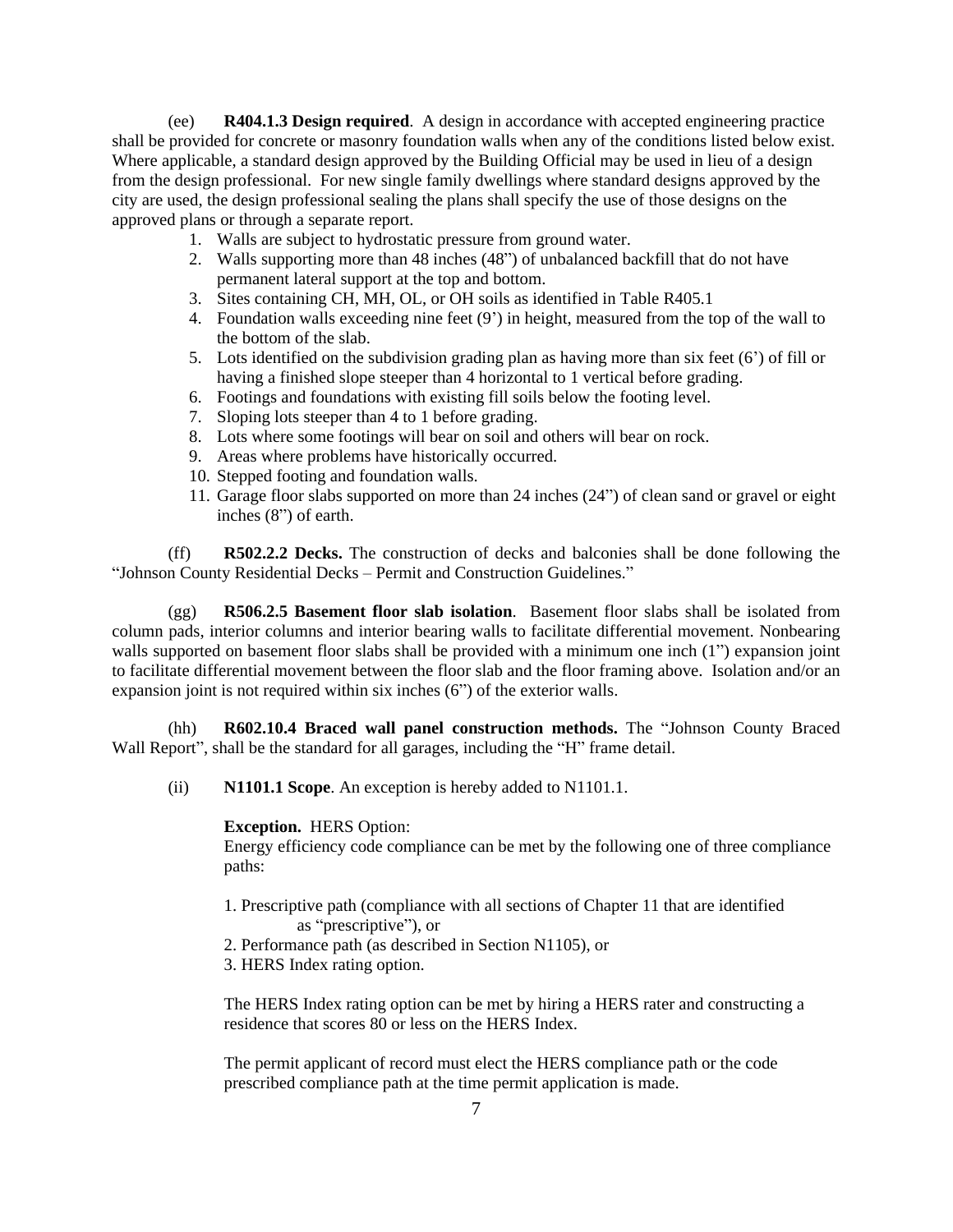(ee) **R404.1.3 Design required**. A design in accordance with accepted engineering practice shall be provided for concrete or masonry foundation walls when any of the conditions listed below exist. Where applicable, a standard design approved by the Building Official may be used in lieu of a design from the design professional. For new single family dwellings where standard designs approved by the city are used, the design professional sealing the plans shall specify the use of those designs on the approved plans or through a separate report.

1. Walls are subject to hydrostatic pressure from ground water.
2. Walls supporting more than 48 inches (48") of unbalanced backfill that do not have permanent lateral support at the top and bottom.
3. Sites containing CH, MH, OL, or OH soils as identified in Table R405.1
4. Foundation walls exceeding nine feet (9') in height, measured from the top of the wall to the bottom of the slab.
5. Lots identified on the subdivision grading plan as having more than six feet (6') of fill or having a finished slope steeper than 4 horizontal to 1 vertical before grading.
6. Footings and foundations with existing fill soils below the footing level.
7. Sloping lots steeper than 4 to 1 before grading.
8. Lots where some footings will bear on soil and others will bear on rock.
9. Areas where problems have historically occurred.
10. Stepped footing and foundation walls.
11. Garage floor slabs supported on more than 24 inches (24") of clean sand or gravel or eight inches (8") of earth.

(ff) **R502.2.2 Decks.** The construction of decks and balconies shall be done following the "Johnson County Residential Decks – Permit and Construction Guidelines."

(gg) **R506.2.5 Basement floor slab isolation**. Basement floor slabs shall be isolated from column pads, interior columns and interior bearing walls to facilitate differential movement. Nonbearing walls supported on basement floor slabs shall be provided with a minimum one inch (1") expansion joint to facilitate differential movement between the floor slab and the floor framing above. Isolation and/or an expansion joint is not required within six inches (6") of the exterior walls.

(hh) **R602.10.4 Braced wall panel construction methods.** The "Johnson County Braced Wall Report", shall be the standard for all garages, including the "H" frame detail.

(ii) **N1101.1 Scope**. An exception is hereby added to N1101.1.

**Exception.** HERS Option:
Energy efficiency code compliance can be met by the following one of three compliance paths:

1. Prescriptive path (compliance with all sections of Chapter 11 that are identified as "prescriptive"), or
2. Performance path (as described in Section N1105), or
3. HERS Index rating option.

The HERS Index rating option can be met by hiring a HERS rater and constructing a residence that scores 80 or less on the HERS Index.

The permit applicant of record must elect the HERS compliance path or the code prescribed compliance path at the time permit application is made.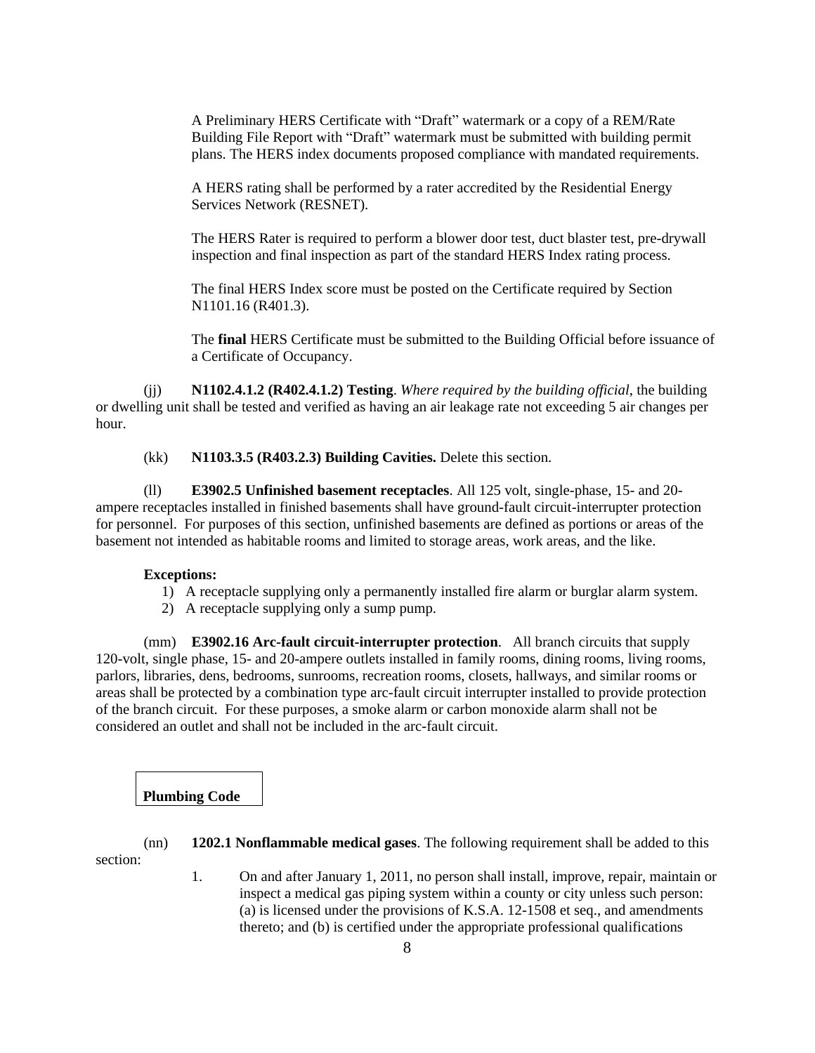A Preliminary HERS Certificate with "Draft" watermark or a copy of a REM/Rate Building File Report with "Draft" watermark must be submitted with building permit plans. The HERS index documents proposed compliance with mandated requirements.

A HERS rating shall be performed by a rater accredited by the Residential Energy Services Network (RESNET).

The HERS Rater is required to perform a blower door test, duct blaster test, pre-drywall inspection and final inspection as part of the standard HERS Index rating process.

The final HERS Index score must be posted on the Certificate required by Section N1101.16 (R401.3).

The **final** HERS Certificate must be submitted to the Building Official before issuance of a Certificate of Occupancy.

(jj) **N1102.4.1.2 (R402.4.1.2) Testing**. *Where required by the building official*, the building or dwelling unit shall be tested and verified as having an air leakage rate not exceeding 5 air changes per hour.

(kk) **N1103.3.5 (R403.2.3) Building Cavities.** Delete this section.

(ll) **E3902.5 Unfinished basement receptacles**. All 125 volt, single-phase, 15- and 20-ampere receptacles installed in finished basements shall have ground-fault circuit-interrupter protection for personnel. For purposes of this section, unfinished basements are defined as portions or areas of the basement not intended as habitable rooms and limited to storage areas, work areas, and the like.

**Exceptions:**

1) A receptacle supplying only a permanently installed fire alarm or burglar alarm system.
2) A receptacle supplying only a sump pump.

(mm) **E3902.16 Arc-fault circuit-interrupter protection**. All branch circuits that supply 120-volt, single phase, 15- and 20-ampere outlets installed in family rooms, dining rooms, living rooms, parlors, libraries, dens, bedrooms, sunrooms, recreation rooms, closets, hallways, and similar rooms or areas shall be protected by a combination type arc-fault circuit interrupter installed to provide protection of the branch circuit. For these purposes, a smoke alarm or carbon monoxide alarm shall not be considered an outlet and shall not be included in the arc-fault circuit.

## Plumbing Code

(nn) **1202.1 Nonflammable medical gases**. The following requirement shall be added to this section:

1. On and after January 1, 2011, no person shall install, improve, repair, maintain or inspect a medical gas piping system within a county or city unless such person: (a) is licensed under the provisions of K.S.A. 12-1508 et seq., and amendments thereto; and (b) is certified under the appropriate professional qualifications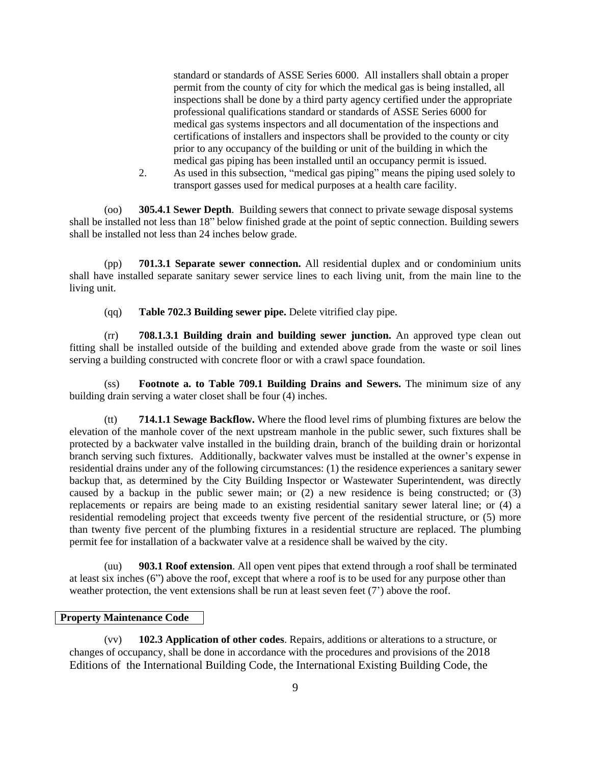standard or standards of ASSE Series 6000. All installers shall obtain a proper permit from the county of city for which the medical gas is being installed, all inspections shall be done by a third party agency certified under the appropriate professional qualifications standard or standards of ASSE Series 6000 for medical gas systems inspectors and all documentation of the inspections and certifications of installers and inspectors shall be provided to the county or city prior to any occupancy of the building or unit of the building in which the medical gas piping has been installed until an occupancy permit is issued.

2. As used in this subsection, "medical gas piping" means the piping used solely to transport gasses used for medical purposes at a health care facility.

(oo) **305.4.1 Sewer Depth**. Building sewers that connect to private sewage disposal systems shall be installed not less than 18" below finished grade at the point of septic connection. Building sewers shall be installed not less than 24 inches below grade.

(pp) **701.3.1 Separate sewer connection.** All residential duplex and or condominium units shall have installed separate sanitary sewer service lines to each living unit, from the main line to the living unit.

(qq) **Table 702.3 Building sewer pipe.** Delete vitrified clay pipe.

(rr) **708.1.3.1 Building drain and building sewer junction.** An approved type clean out fitting shall be installed outside of the building and extended above grade from the waste or soil lines serving a building constructed with concrete floor or with a crawl space foundation.

(ss) **Footnote a. to Table 709.1 Building Drains and Sewers.** The minimum size of any building drain serving a water closet shall be four (4) inches.

(tt) **714.1.1 Sewage Backflow.** Where the flood level rims of plumbing fixtures are below the elevation of the manhole cover of the next upstream manhole in the public sewer, such fixtures shall be protected by a backwater valve installed in the building drain, branch of the building drain or horizontal branch serving such fixtures. Additionally, backwater valves must be installed at the owner's expense in residential drains under any of the following circumstances: (1) the residence experiences a sanitary sewer backup that, as determined by the City Building Inspector or Wastewater Superintendent, was directly caused by a backup in the public sewer main; or (2) a new residence is being constructed; or (3) replacements or repairs are being made to an existing residential sanitary sewer lateral line; or (4) a residential remodeling project that exceeds twenty five percent of the residential structure, or (5) more than twenty five percent of the plumbing fixtures in a residential structure are replaced. The plumbing permit fee for installation of a backwater valve at a residence shall be waived by the city.

(uu) **903.1 Roof extension**. All open vent pipes that extend through a roof shall be terminated at least six inches (6") above the roof, except that where a roof is to be used for any purpose other than weather protection, the vent extensions shall be run at least seven feet (7') above the roof.

**Property Maintenance Code**

(vv) **102.3 Application of other codes**. Repairs, additions or alterations to a structure, or changes of occupancy, shall be done in accordance with the procedures and provisions of the 2018 Editions of the International Building Code, the International Existing Building Code, the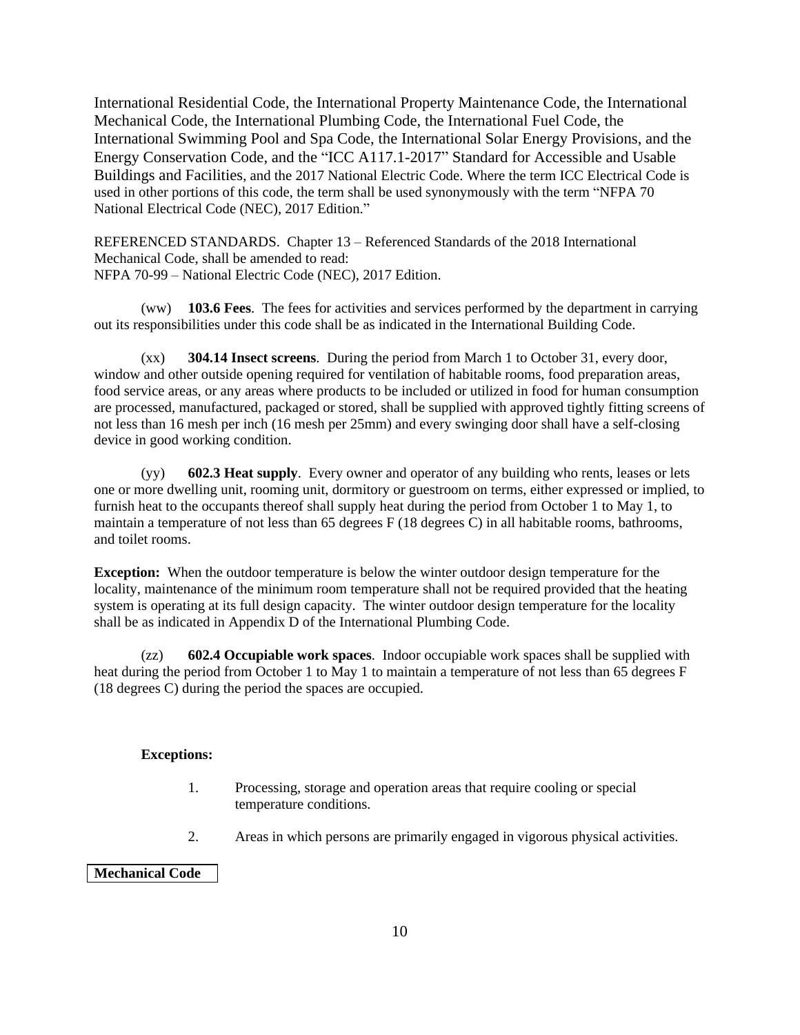International Residential Code, the International Property Maintenance Code, the International Mechanical Code, the International Plumbing Code, the International Fuel Code, the International Swimming Pool and Spa Code, the International Solar Energy Provisions, and the Energy Conservation Code, and the "ICC A117.1-2017" Standard for Accessible and Usable Buildings and Facilities, and the 2017 National Electric Code. Where the term ICC Electrical Code is used in other portions of this code, the term shall be used synonymously with the term "NFPA 70 National Electrical Code (NEC), 2017 Edition."

REFERENCED STANDARDS. Chapter 13 – Referenced Standards of the 2018 International Mechanical Code, shall be amended to read:
NFPA 70-99 – National Electric Code (NEC), 2017 Edition.

(ww) **103.6 Fees**. The fees for activities and services performed by the department in carrying out its responsibilities under this code shall be as indicated in the International Building Code.

(xx) **304.14 Insect screens**. During the period from March 1 to October 31, every door, window and other outside opening required for ventilation of habitable rooms, food preparation areas, food service areas, or any areas where products to be included or utilized in food for human consumption are processed, manufactured, packaged or stored, shall be supplied with approved tightly fitting screens of not less than 16 mesh per inch (16 mesh per 25mm) and every swinging door shall have a self-closing device in good working condition.

(yy) **602.3 Heat supply**. Every owner and operator of any building who rents, leases or lets one or more dwelling unit, rooming unit, dormitory or guestroom on terms, either expressed or implied, to furnish heat to the occupants thereof shall supply heat during the period from October 1 to May 1, to maintain a temperature of not less than 65 degrees F (18 degrees C) in all habitable rooms, bathrooms, and toilet rooms.

**Exception:** When the outdoor temperature is below the winter outdoor design temperature for the locality, maintenance of the minimum room temperature shall not be required provided that the heating system is operating at its full design capacity. The winter outdoor design temperature for the locality shall be as indicated in Appendix D of the International Plumbing Code.

(zz) **602.4 Occupiable work spaces**. Indoor occupiable work spaces shall be supplied with heat during the period from October 1 to May 1 to maintain a temperature of not less than 65 degrees F (18 degrees C) during the period the spaces are occupied.

**Exceptions:**

1. Processing, storage and operation areas that require cooling or special temperature conditions.
2. Areas in which persons are primarily engaged in vigorous physical activities.

**Mechanical Code**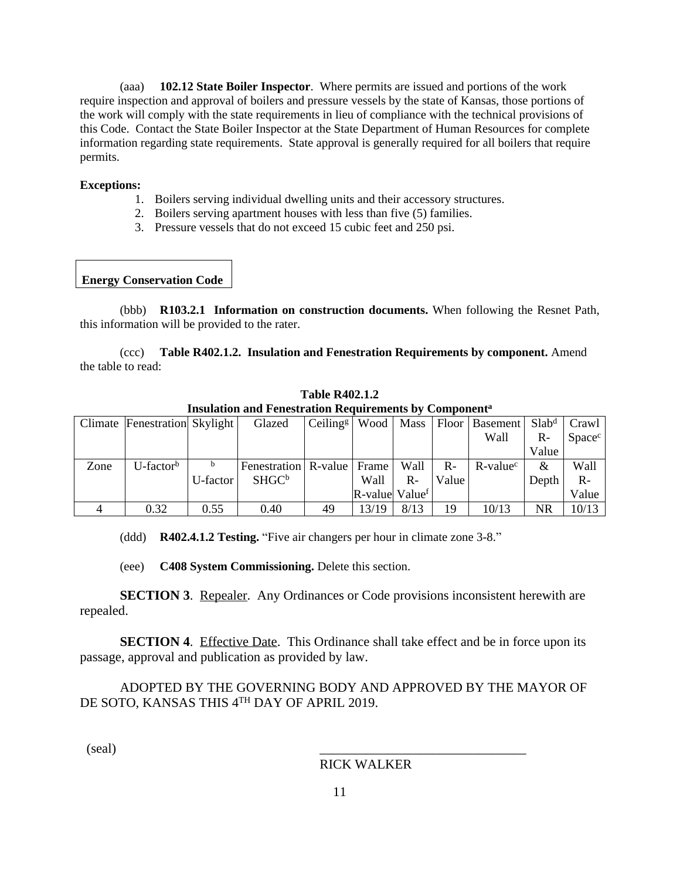(aaa) **102.12 State Boiler Inspector**. Where permits are issued and portions of the work require inspection and approval of boilers and pressure vessels by the state of Kansas, those portions of the work will comply with the state requirements in lieu of compliance with the technical provisions of this Code. Contact the State Boiler Inspector at the State Department of Human Resources for complete information regarding state requirements. State approval is generally required for all boilers that require permits.

**Exceptions:**

1. Boilers serving individual dwelling units and their accessory structures.
2. Boilers serving apartment houses with less than five (5) families.
3. Pressure vessels that do not exceed 15 cubic feet and 250 psi.

**Energy Conservation Code**

(bbb) **R103.2.1 Information on construction documents.** When following the Resnet Path, this information will be provided to the rater.

(ccc) **Table R402.1.2. Insulation and Fenestration Requirements by component.** Amend the table to read:

**Table R402.1.2**
**Insulation and Fenestration Requirements by Component[a]**

| Climate | Fenestration | Skylight | Glazed | Ceiling[g] | Wood | Mass | Floor | Basement Wall | Slab[d] R-Value | Crawl Space[c] |
|---|---|---|---|---|---|---|---|---|---|---|
| Zone | U-factor[b] | [b] U-factor | Fenestration SHGC[b] | R-value | Frame Wall R-value | Wall R-Value[f] | R-Value | R-value[c] | & Depth | Wall R-Value |
| 4 | 0.32 | 0.55 | 0.40 | 49 | 13/19 | 8/13 | 19 | 10/13 | NR | 10/13 |

(ddd) **R402.4.1.2 Testing.** "Five air changers per hour in climate zone 3-8."

(eee) **C408 System Commissioning.** Delete this section.

**SECTION 3**. Repealer. Any Ordinances or Code provisions inconsistent herewith are repealed.

**SECTION 4**. Effective Date. This Ordinance shall take effect and be in force upon its passage, approval and publication as provided by law.

ADOPTED BY THE GOVERNING BODY AND APPROVED BY THE MAYOR OF DE SOTO, KANSAS THIS 4TH DAY OF APRIL 2019.

(seal)

_______________________________
RICK WALKER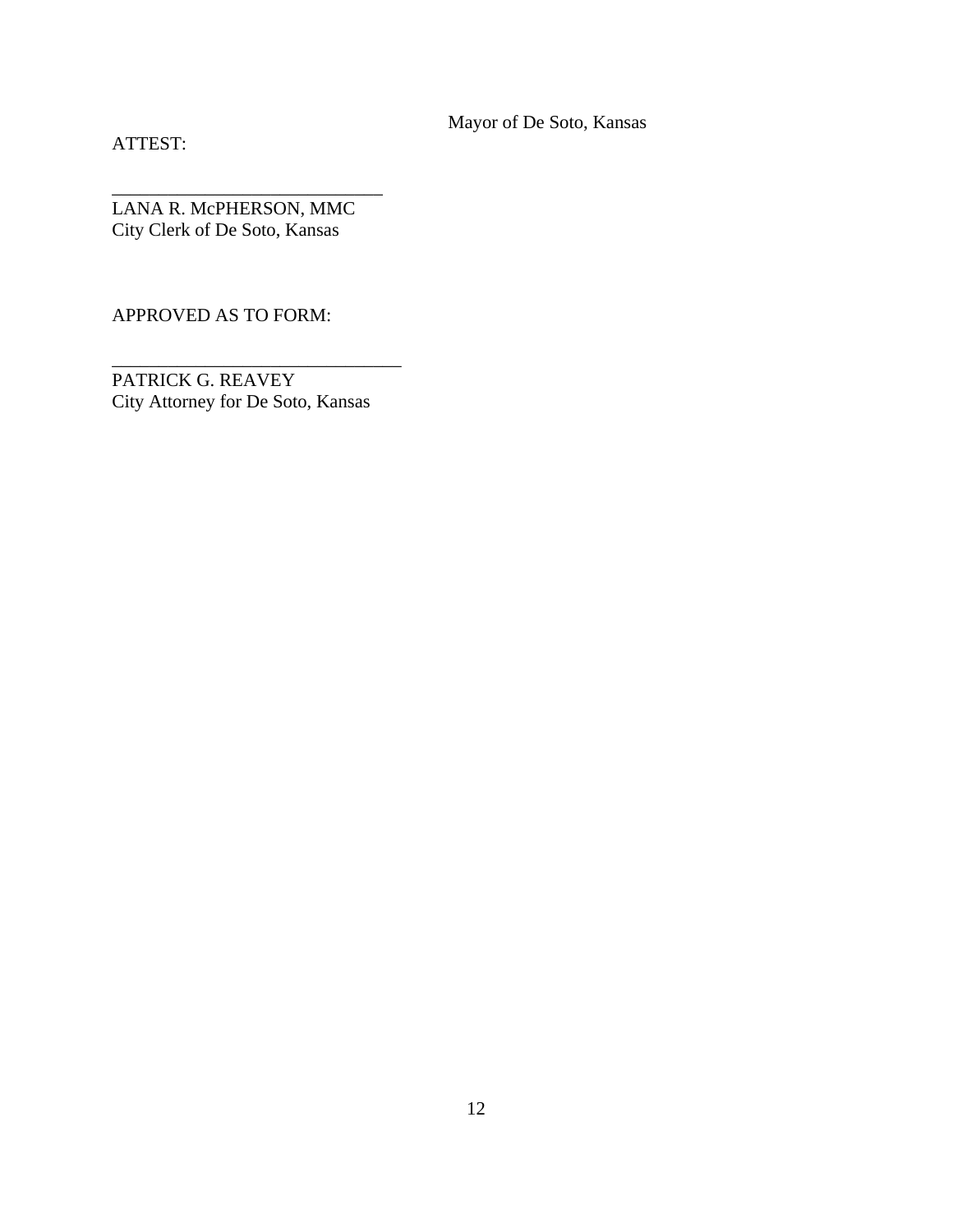Mayor of De Soto, Kansas

ATTEST:

_____________________________

LANA R. McPHERSON, MMC
City Clerk of De Soto, Kansas

APPROVED AS TO FORM:

_______________________________

PATRICK G. REAVEY
City Attorney for De Soto, Kansas